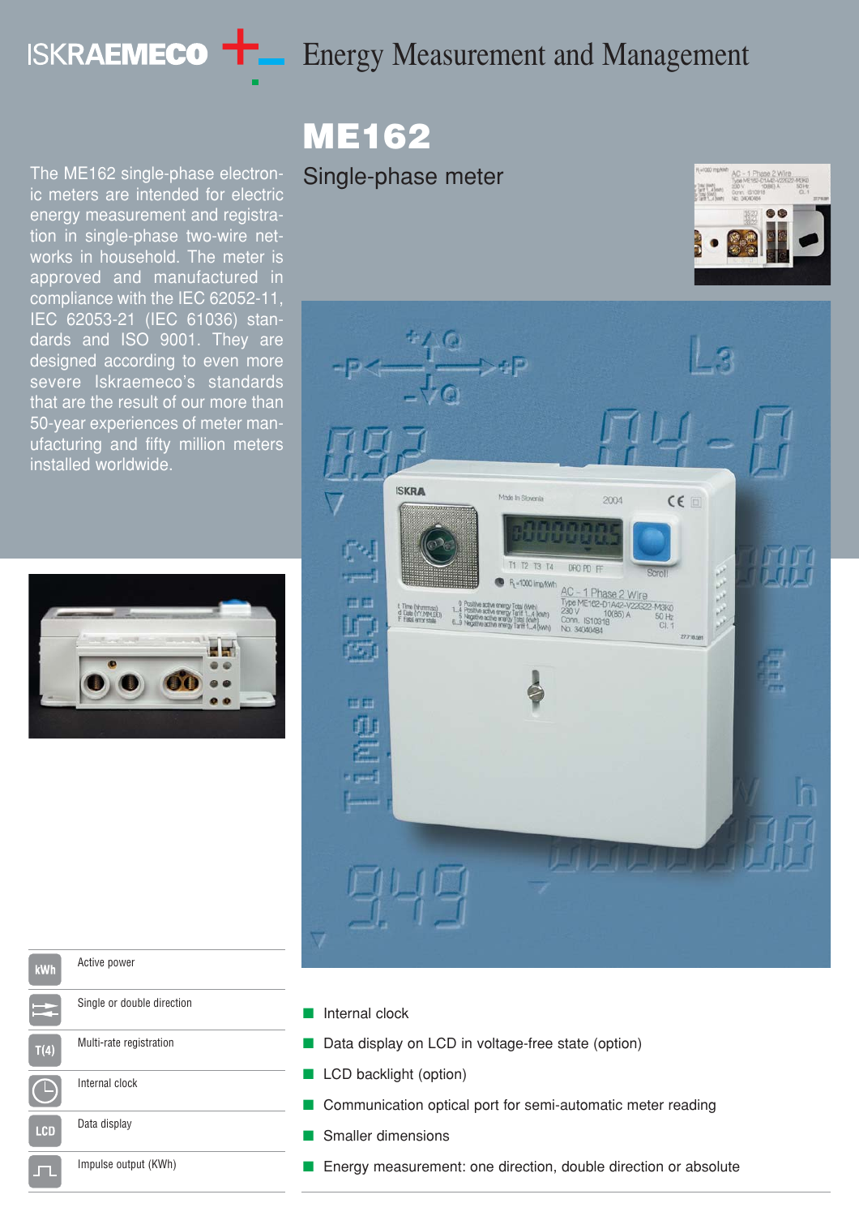ISKRAEMECO

Energy Measurement and Management

# ME162

## Single-phase meter

The ME162 single-phase electronic meters are intended for electric energy measurement and registration in single-phase two-wire networks in household. The meter is approved and manufactured in compliance with the IEC 62052-11, IEC 62053-21 (IEC 61036) standards and ISO 9001. They are designed according to even more severe Iskraemeco's standards that are the result of our more than 50-year experiences of meter manufacturing and fifty million meters installed worldwide.

| | |
|---|---|
| kWh | Active power |
| | Single or double direction |
| T(4) | Multi-rate registration |
| | Internal clock |
| LCD | Data display |
| | Impulse output (KWh) |

- Internal clock
- Data display on LCD in voltage-free state (option)
- LCD backlight (option)
- Communication optical port for semi-automatic meter reading
- Smaller dimensions
- Energy measurement: one direction, double direction or absolute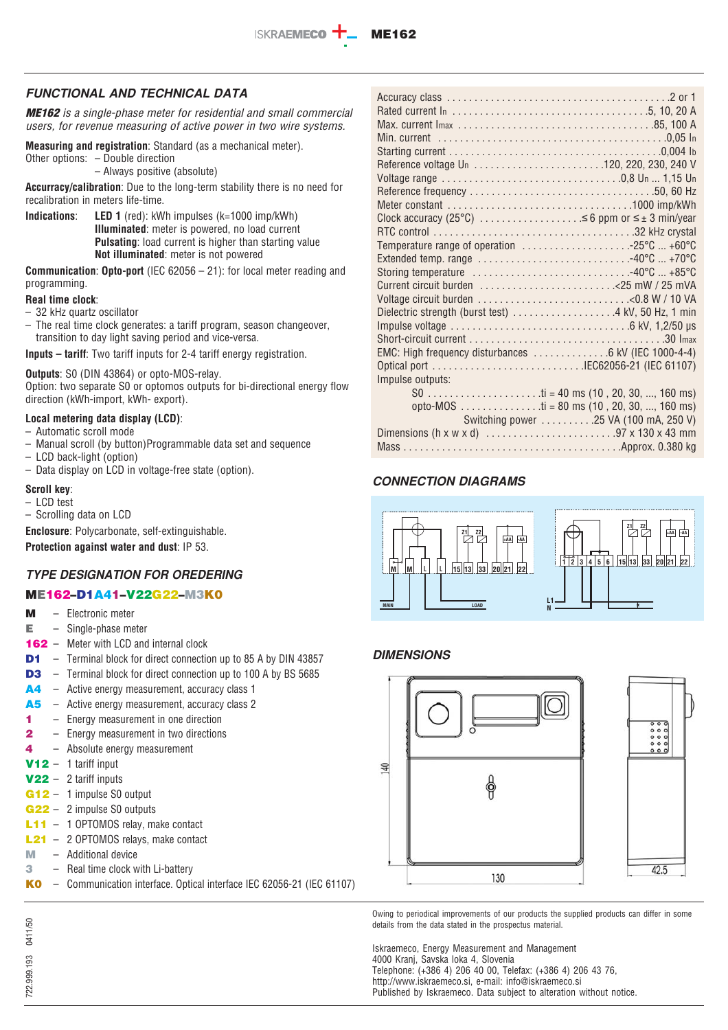## FUNCTIONAL AND TECHNICAL DATA

***ME162*** *is a single-phase meter for residential and small commercial users, for revenue measuring of active power in two wire systems.*

**Measuring and registration**: Standard (as a mechanical meter).
Other options: – Double direction
– Always positive (absolute)

**Accuracy/calibration**: Due to the long-term stability there is no need for recalibration in meters life-time.

**Indications**: **LED 1** (red): kWh impulses (k=1000 imp/kWh)
**Illuminated**: meter is powered, no load current
**Pulsating**: load current is higher than starting value
**Not illuminated**: meter is not powered

**Communication**: **Opto-port** (IEC 62056 – 21): for local meter reading and programming.

**Real time clock**:
- 32 kHz quartz oscillator
- The real time clock generates: a tariff program, season changeover, transition to day light saving period and vice-versa.

**Inputs – tariff**: Two tariff inputs for 2-4 tariff energy registration.

**Outputs**: S0 (DIN 43864) or opto-MOS-relay.
Option: two separate S0 or optomos outputs for bi-directional energy flow direction (kWh-import, kWh- export).

**Local metering data display (LCD)**:
- Automatic scroll mode
- Manual scroll (by button)Programmable data set and sequence
- LCD back-light (option)
- Data display on LCD in voltage-free state (option).

**Scroll key**:
- LCD test
- Scrolling data on LCD

**Enclosure**: Polycarbonate, self-extinguishable.

**Protection against water and dust**: IP 53.

## TYPE DESIGNATION FOR OREDERING

**ME162–D1A41–V22G22–M3K0**

| | |
|---|---|
| **M** | – Electronic meter |
| **E** | – Single-phase meter |
| **162** | – Meter with LCD and internal clock |
| **D1** | – Terminal block for direct connection up to 85 A by DIN 43857 |
| **D3** | – Terminal block for direct connection up to 100 A by BS 5685 |
| **A4** | – Active energy measurement, accuracy class 1 |
| **A5** | – Active energy measurement, accuracy class 2 |
| **1** | – Energy measurement in one direction |
| **2** | – Energy measurement in two directions |
| **4** | – Absolute energy measurement |
| **V12** | – 1 tariff input |
| **V22** | – 2 tariff inputs |
| **G12** | – 1 impulse S0 output |
| **G22** | – 2 impulse S0 outputs |
| **L11** | – 1 OPTOMOS relay, make contact |
| **L21** | – 2 OPTOMOS relays, make contact |
| **M** | – Additional device |
| **3** | – Real time clock with Li-battery |
| **K0** | – Communication interface. Optical interface IEC 62056-21 (IEC 61107) |

| | |
|---|---|
| Accuracy class | 2 or 1 |
| Rated current $I_n$ | 5, 10, 20 A |
| Max. current $I_{max}$ | 85, 100 A |
| Min. current | 0,05 $I_n$ |
| Starting current | 0,004 $I_b$ |
| Reference voltage $U_n$ | 120, 220, 230, 240 V |
| Voltage range | 0,8 $U_n$ ... 1,15 $U_n$ |
| Reference frequency | 50, 60 Hz |
| Meter constant | 1000 imp/kWh |
| Clock accuracy (25°C) | ≤6 ppm or ≤ ± 3 min/year |
| RTC control | 32 kHz crystal |
| Temperature range of operation | -25°C ... +60°C |
| Extended temp. range | -40°C ... +70°C |
| Storing temperature | -40°C ... +85°C |
| Current circuit burden | <25 mW / 25 mVA |
| Voltage circuit burden | <0.8 W / 10 VA |
| Dielectric strength (burst test) | 4 kV, 50 Hz, 1 min |
| Impulse voltage | 6 kV, 1,2/50 μs |
| Short-circuit current | 30 $I_{max}$ |
| EMC: High frequency disturbances | 6 kV (IEC 1000-4-4) |
| Optical port | IEC62056-21 (IEC 61107) |
| Impulse outputs: | |
| S0 | ti = 40 ms (10 , 20, 30, ..., 160 ms) |
| opto-MOS | ti = 80 ms (10 , 20, 30, ..., 160 ms) |
| Switching power | 25 VA (100 mA, 250 V) |
| Dimensions (h x w x d) | 97 x 130 x 43 mm |
| Mass | Approx. 0.380 kg |

## CONNECTION DIAGRAMS

Z1 Z2 +AA -AA
M M L L 15 13 33 20 21 22
MAIN LOAD

Z1 Z2 +AA -AA
1 2 3 4 5 6 15 13 33 20 21 22
L1
N

## DIMENSIONS

140
130
42.5

Owing to periodical improvements of our products the supplied products can differ in some details from the data stated in the prospectus material.

Iskraemeco, Energy Measurement and Management
4000 Kranj, Savska loka 4, Slovenia
Telephone: (+386 4) 206 40 00, Telefax: (+386 4) 206 43 76,
http://www.iskraemeco.si, e-mail: info@iskraemeco.si
Published by Iskraemeco. Data subject to alteration without notice.

722.999.193 0411/50